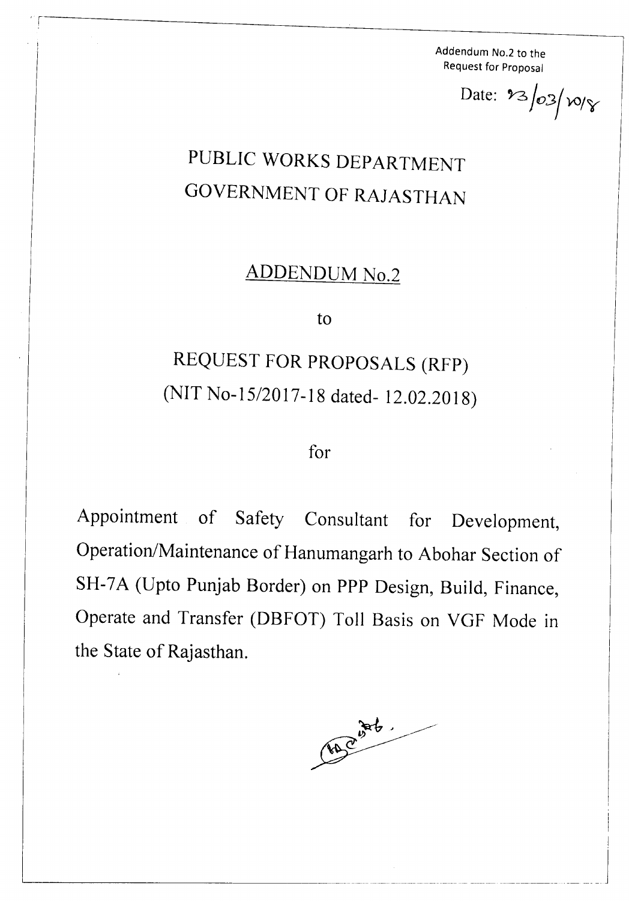Addendum No.2 to the
Request for Proposal

Date: 23/03/2018

# PUBLIC WORKS DEPARTMENT
# GOVERNMENT OF RAJASTHAN

## ADDENDUM No.2

to

## REQUEST FOR PROPOSALS (RFP)
## (NIT No-15/2017-18 dated- 12.02.2018)

for

Appointment of Safety Consultant for Development, Operation/Maintenance of Hanumangarh to Abohar Section of SH-7A (Upto Punjab Border) on PPP Design, Build, Finance, Operate and Transfer (DBFOT) Toll Basis on VGF Mode in the State of Rajasthan.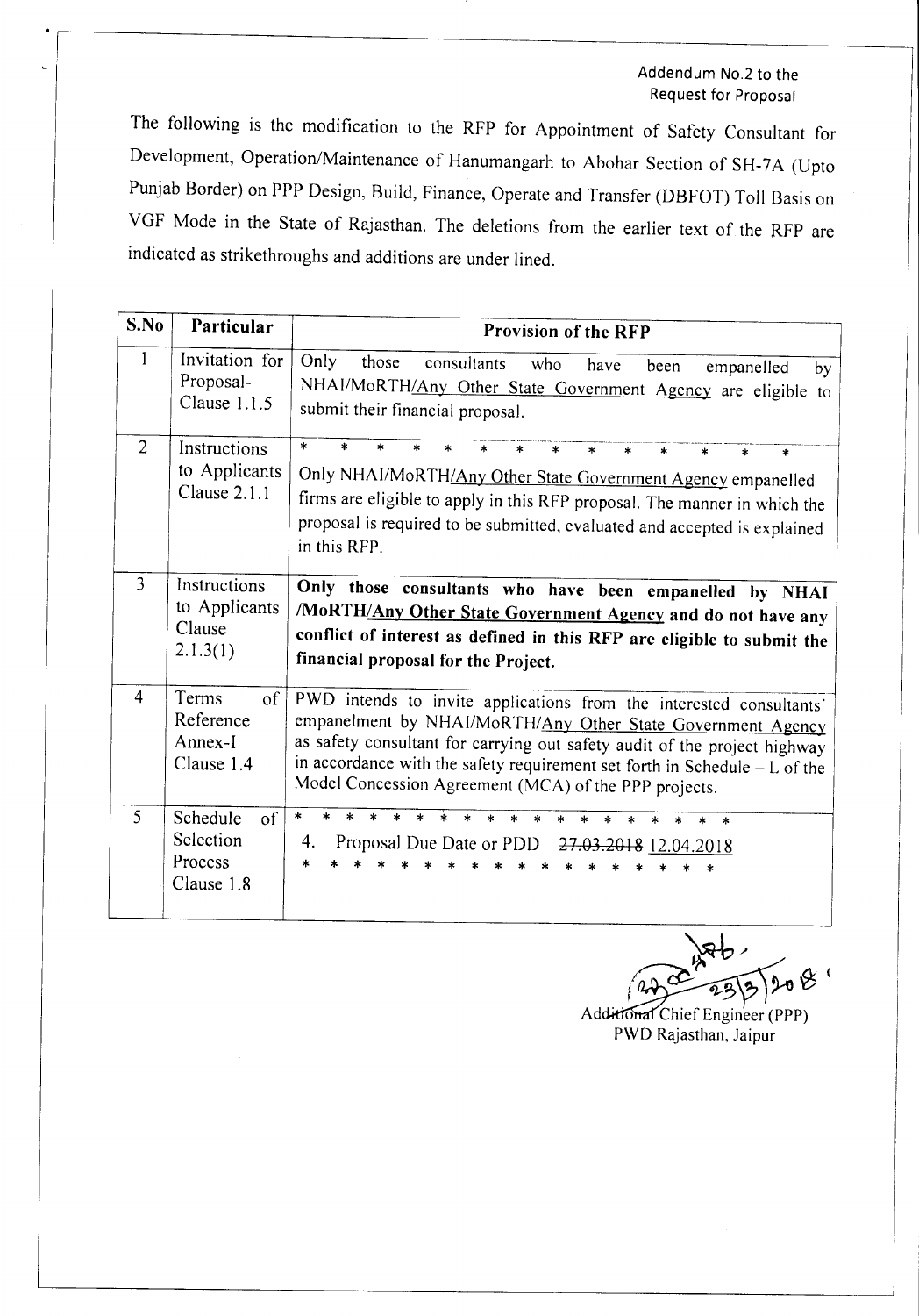Addendum No.2 to the Request for Proposal

The following is the modification to the RFP for Appointment of Safety Consultant for Development, Operation/Maintenance of Hanumangarh to Abohar Section of SH-7A (Upto Punjab Border) on PPP Design, Build, Finance, Operate and Transfer (DBFOT) Toll Basis on VGF Mode in the State of Rajasthan. The deletions from the earlier text of the RFP are indicated as strikethroughs and additions are under lined.

| S.No | Particular | Provision of the RFP |
|---|---|---|
| 1 | Invitation for Proposal- Clause 1.1.5 | Only those consultants who have been empanelled by NHAI/MoRTH/<u>Any Other State Government Agency</u> are eligible to submit their financial proposal. |
| 2 | Instructions to Applicants Clause 2.1.1 | * * * * * * * * * * * * * * Only NHAI/MoRTH/<u>Any Other State Government Agency</u> empanelled firms are eligible to apply in this RFP proposal. The manner in which the proposal is required to be submitted, evaluated and accepted is explained in this RFP. |
| 3 | Instructions to Applicants Clause 2.1.3(1) | **Only those consultants who have been empanelled by NHAI /MoRTH/<u>Any Other State Government Agency</u> and do not have any conflict of interest as defined in this RFP are eligible to submit the financial proposal for the Project.** |
| 4 | Terms of Reference Annex-I Clause 1.4 | PWD intends to invite applications from the interested consultants' empanelment by NHAI/MoRTH/<u>Any Other State Government Agency</u> as safety consultant for carrying out safety audit of the project highway in accordance with the safety requirement set forth in Schedule – L of the Model Concession Agreement (MCA) of the PPP projects. |
| 5 | Schedule of Selection Process Clause 1.8 | * * * * * * * * * * * * * * * * * * * 4. Proposal Due Date or PDD ~~27.03.2018~~ <u>12.04.2018</u> * * * * * * * * * * * * * * * * * * |

23/3/2018

Additional Chief Engineer (PPP)
PWD Rajasthan, Jaipur